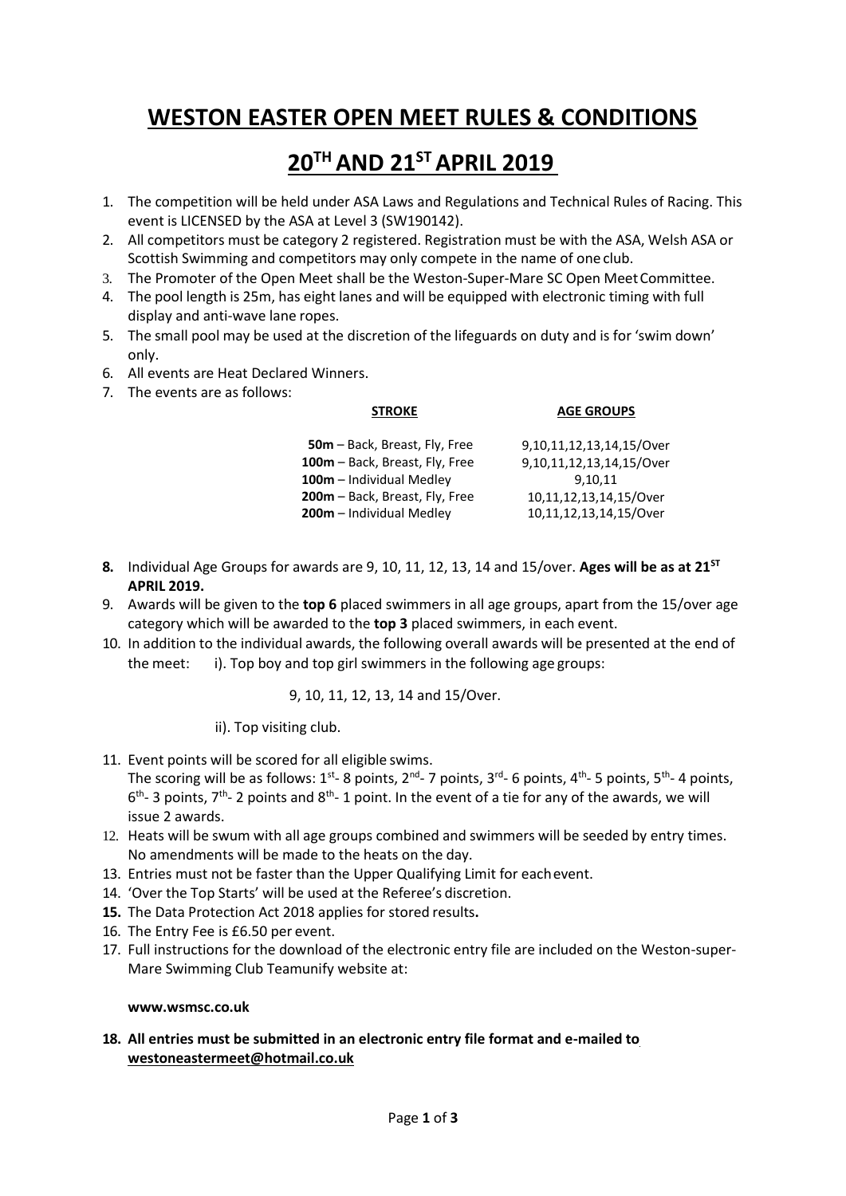# WESTON EASTER OPEN MEET RULES & CONDITIONS

# 20TH AND 21ST APRIL 2019

1. The competition will be held under ASA Laws and Regulations and Technical Rules of Racing. This event is LICENSED by the ASA at Level 3 (SW190142).
2. All competitors must be category 2 registered. Registration must be with the ASA, Welsh ASA or Scottish Swimming and competitors may only compete in the name of one club.
3. The Promoter of the Open Meet shall be the Weston-Super-Mare SC Open Meet Committee.
4. The pool length is 25m, has eight lanes and will be equipped with electronic timing with full display and anti-wave lane ropes.
5. The small pool may be used at the discretion of the lifeguards on duty and is for 'swim down' only.
6. All events are Heat Declared Winners.
7. The events are as follows:

| STROKE | AGE GROUPS |
|---|---|
| **50m** – Back, Breast, Fly, Free | 9,10,11,12,13,14,15/Over |
| **100m** – Back, Breast, Fly, Free | 9,10,11,12,13,14,15/Over |
| **100m** – Individual Medley | 9,10,11 |
| **200m** – Back, Breast, Fly, Free | 10,11,12,13,14,15/Over |
| **200m** – Individual Medley | 10,11,12,13,14,15/Over |

8. Individual Age Groups for awards are 9, 10, 11, 12, 13, 14 and 15/over. **Ages will be as at 21ST APRIL 2019.**
9. Awards will be given to the **top 6** placed swimmers in all age groups, apart from the 15/over age category which will be awarded to the **top 3** placed swimmers, in each event.
10. In addition to the individual awards, the following overall awards will be presented at the end of the meet: i). Top boy and top girl swimmers in the following age groups:

    9, 10, 11, 12, 13, 14 and 15/Over.

    ii). Top visiting club.

11. Event points will be scored for all eligible swims. The scoring will be as follows: 1st- 8 points, 2nd- 7 points, 3rd- 6 points, 4th- 5 points, 5th- 4 points, 6th- 3 points, 7th- 2 points and 8th- 1 point. In the event of a tie for any of the awards, we will issue 2 awards.
12. Heats will be swum with all age groups combined and swimmers will be seeded by entry times. No amendments will be made to the heats on the day.
13. Entries must not be faster than the Upper Qualifying Limit for each event.
14. 'Over the Top Starts' will be used at the Referee's discretion.
15. The Data Protection Act 2018 applies for stored results.
16. The Entry Fee is £6.50 per event.
17. Full instructions for the download of the electronic entry file are included on the Weston-super-Mare Swimming Club Teamunify website at:

    **www.wsmsc.co.uk**

18. **All entries must be submitted in an electronic entry file format and e-mailed to westoneastermeet@hotmail.co.uk**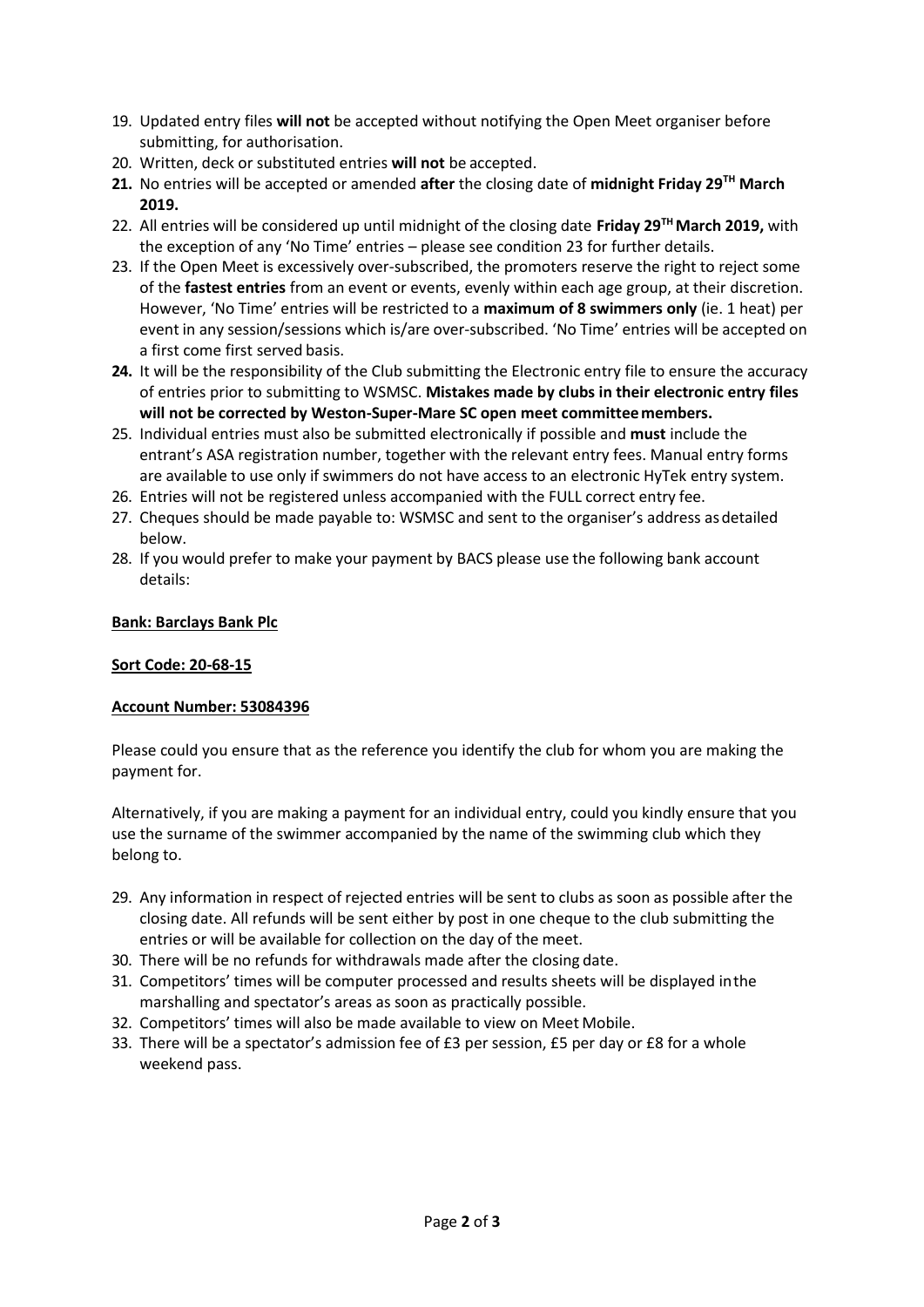19. Updated entry files **will not** be accepted without notifying the Open Meet organiser before submitting, for authorisation.
20. Written, deck or substituted entries **will not** be accepted.
21. **No entries will be accepted or amended after the closing date of midnight Friday 29TH March 2019.**
22. All entries will be considered up until midnight of the closing date **Friday 29TH March 2019,** with the exception of any 'No Time' entries – please see condition 23 for further details.
23. If the Open Meet is excessively over-subscribed, the promoters reserve the right to reject some of the **fastest entries** from an event or events, evenly within each age group, at their discretion. However, 'No Time' entries will be restricted to a **maximum of 8 swimmers only** (ie. 1 heat) per event in any session/sessions which is/are over-subscribed. 'No Time' entries will be accepted on a first come first served basis.
24. It will be the responsibility of the Club submitting the Electronic entry file to ensure the accuracy of entries prior to submitting to WSMSC. **Mistakes made by clubs in their electronic entry files will not be corrected by Weston-Super-Mare SC open meet committee members.**
25. Individual entries must also be submitted electronically if possible and **must** include the entrant's ASA registration number, together with the relevant entry fees. Manual entry forms are available to use only if swimmers do not have access to an electronic HyTek entry system.
26. Entries will not be registered unless accompanied with the FULL correct entry fee.
27. Cheques should be made payable to: WSMSC and sent to the organiser's address as detailed below.
28. If you would prefer to make your payment by BACS please use the following bank account details:

**Bank: Barclays Bank Plc**

**Sort Code: 20-68-15**

**Account Number: 53084396**

Please could you ensure that as the reference you identify the club for whom you are making the payment for.

Alternatively, if you are making a payment for an individual entry, could you kindly ensure that you use the surname of the swimmer accompanied by the name of the swimming club which they belong to.

29. Any information in respect of rejected entries will be sent to clubs as soon as possible after the closing date. All refunds will be sent either by post in one cheque to the club submitting the entries or will be available for collection on the day of the meet.
30. There will be no refunds for withdrawals made after the closing date.
31. Competitors' times will be computer processed and results sheets will be displayed in the marshalling and spectator's areas as soon as practically possible.
32. Competitors' times will also be made available to view on Meet Mobile.
33. There will be a spectator's admission fee of £3 per session, £5 per day or £8 for a whole weekend pass.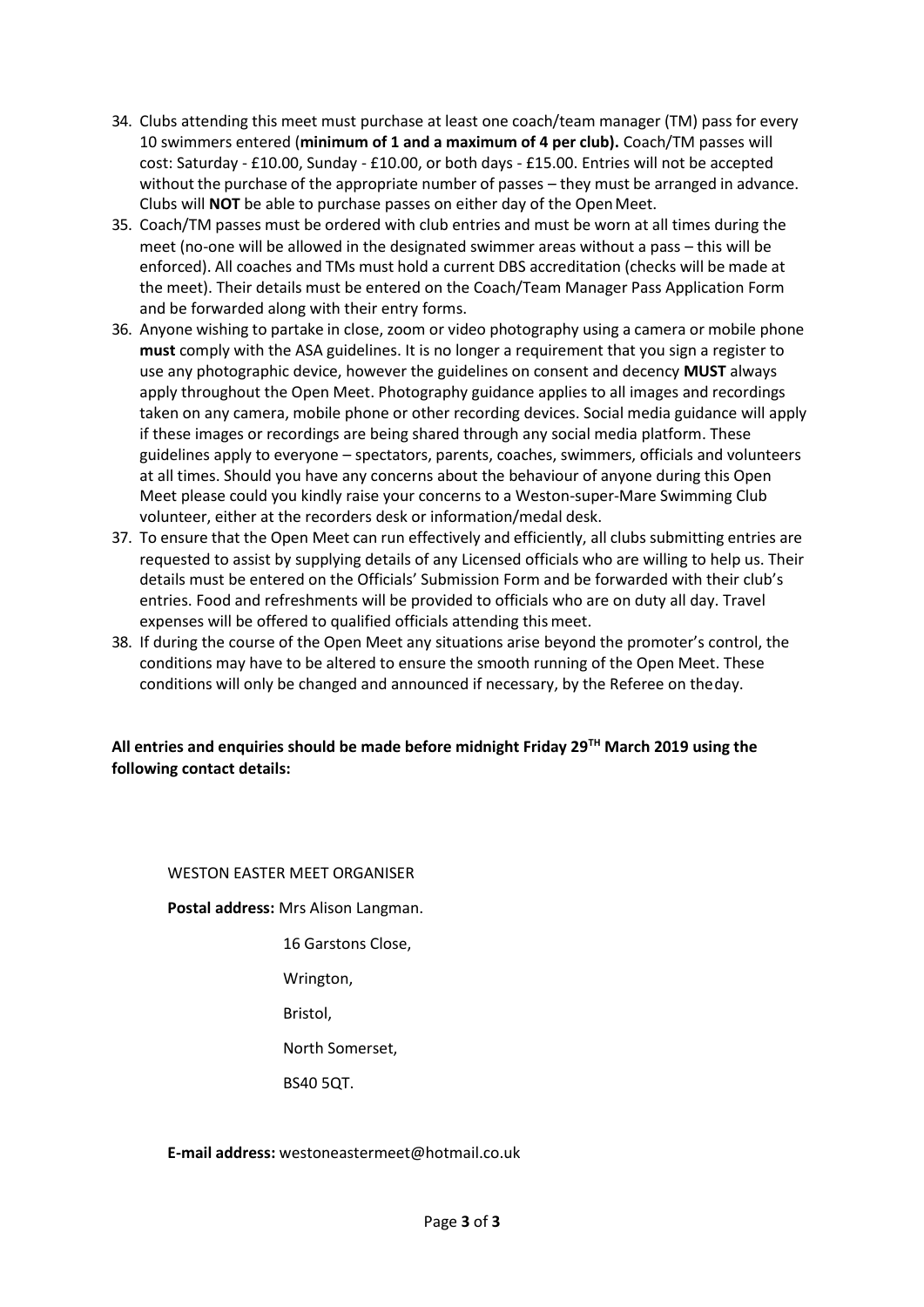34. Clubs attending this meet must purchase at least one coach/team manager (TM) pass for every 10 swimmers entered (**minimum of 1 and a maximum of 4 per club).** Coach/TM passes will cost: Saturday - £10.00, Sunday - £10.00, or both days - £15.00. Entries will not be accepted without the purchase of the appropriate number of passes – they must be arranged in advance. Clubs will **NOT** be able to purchase passes on either day of the Open Meet.
35. Coach/TM passes must be ordered with club entries and must be worn at all times during the meet (no-one will be allowed in the designated swimmer areas without a pass – this will be enforced). All coaches and TMs must hold a current DBS accreditation (checks will be made at the meet). Their details must be entered on the Coach/Team Manager Pass Application Form and be forwarded along with their entry forms.
36. Anyone wishing to partake in close, zoom or video photography using a camera or mobile phone **must** comply with the ASA guidelines. It is no longer a requirement that you sign a register to use any photographic device, however the guidelines on consent and decency **MUST** always apply throughout the Open Meet. Photography guidance applies to all images and recordings taken on any camera, mobile phone or other recording devices. Social media guidance will apply if these images or recordings are being shared through any social media platform. These guidelines apply to everyone – spectators, parents, coaches, swimmers, officials and volunteers at all times. Should you have any concerns about the behaviour of anyone during this Open Meet please could you kindly raise your concerns to a Weston-super-Mare Swimming Club volunteer, either at the recorders desk or information/medal desk.
37. To ensure that the Open Meet can run effectively and efficiently, all clubs submitting entries are requested to assist by supplying details of any Licensed officials who are willing to help us. Their details must be entered on the Officials' Submission Form and be forwarded with their club's entries. Food and refreshments will be provided to officials who are on duty all day. Travel expenses will be offered to qualified officials attending this meet.
38. If during the course of the Open Meet any situations arise beyond the promoter's control, the conditions may have to be altered to ensure the smooth running of the Open Meet. These conditions will only be changed and announced if necessary, by the Referee on the day.

**All entries and enquiries should be made before midnight Friday 29TH March 2019 using the following contact details:**

WESTON EASTER MEET ORGANISER

**Postal address:** Mrs Alison Langman.

16 Garstons Close,

Wrington,

Bristol,

North Somerset,

BS40 5QT.

**E-mail address:** westoneastermeet@hotmail.co.uk